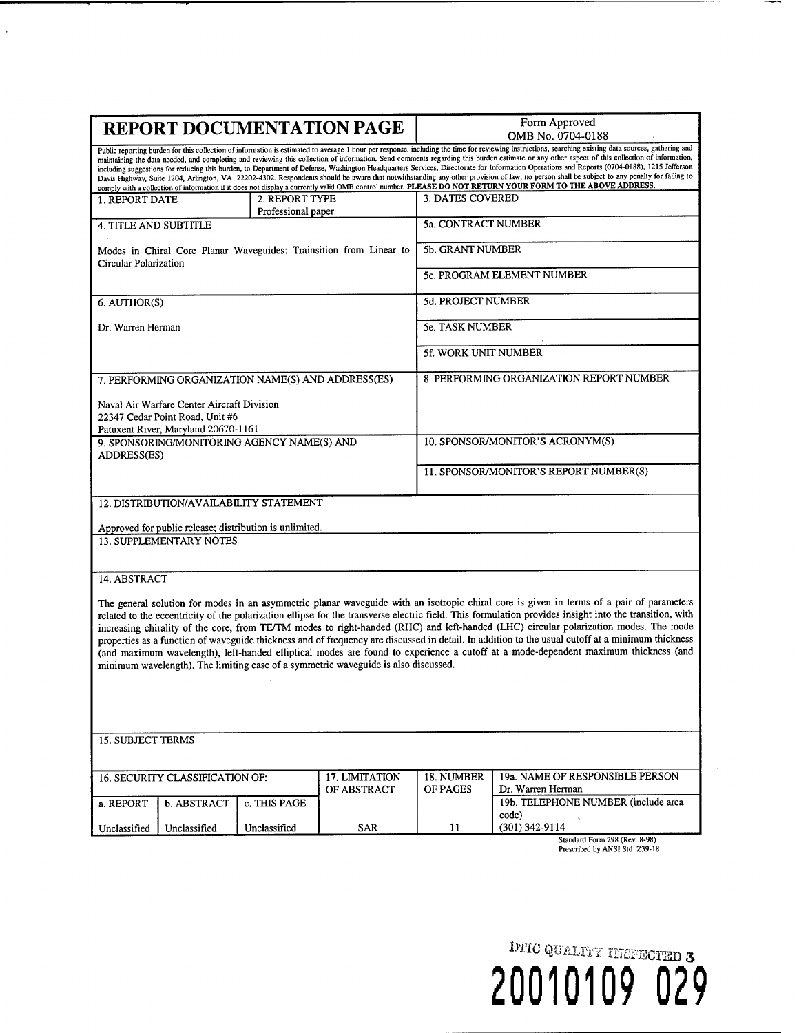# REPORT DOCUMENTATION PAGE

Form Approved
OMB No. 0704-0188

Public reporting burden for this collection of information is estimated to average 1 hour per response, including the time for reviewing instructions, searching existing data sources, gathering and maintaining the data needed, and completing and reviewing this collection of information. Send comments regarding this burden estimate or any other aspect of this collection of information, including suggestions for reducing this burden, to Department of Defense, Washington Headquarters Services, Directorate for Information Operations and Reports (0704-0188), 1215 Jefferson Davis Highway, Suite 1204, Arlington, VA 22202-4302. Respondents should be aware that notwithstanding any other provision of law, no person shall be subject to any penalty for failing to comply with a collection of information if it does not display a currently valid OMB control number. **PLEASE DO NOT RETURN YOUR FORM TO THE ABOVE ADDRESS.**

| 1. REPORT DATE | 2. REPORT TYPE<br>Professional paper | 3. DATES COVERED |
|---|---|---|

| 4. TITLE AND SUBTITLE | 5a. CONTRACT NUMBER |
|---|---|
| Modes in Chiral Core Planar Waveguides: Trainsition from Linear to Circular Polarization | 5b. GRANT NUMBER |
| | 5c. PROGRAM ELEMENT NUMBER |
| 6. AUTHOR(S) | 5d. PROJECT NUMBER |
| Dr. Warren Herman | 5e. TASK NUMBER |
| | 5f. WORK UNIT NUMBER |
| 7. PERFORMING ORGANIZATION NAME(S) AND ADDRESS(ES)<br><br>Naval Air Warfare Center Aircraft Division<br>22347 Cedar Point Road, Unit #6<br>Patuxent River, Maryland 20670-1161 | 8. PERFORMING ORGANIZATION REPORT NUMBER |
| 9. SPONSORING/MONITORING AGENCY NAME(S) AND ADDRESS(ES) | 10. SPONSOR/MONITOR'S ACRONYM(S) |
| | 11. SPONSOR/MONITOR'S REPORT NUMBER(S) |

12. DISTRIBUTION/AVAILABILITY STATEMENT

Approved for public release; distribution is unlimited.

13. SUPPLEMENTARY NOTES

14. ABSTRACT

The general solution for modes in an asymmetric planar waveguide with an isotropic chiral core is given in terms of a pair of parameters related to the eccentricity of the polarization ellipse for the transverse electric field. This formulation provides insight into the transition, with increasing chirality of the core, from TE/TM modes to right-handed (RHC) and left-handed (LHC) circular polarization modes. The mode properties as a function of waveguide thickness and of frequency are discussed in detail. In addition to the usual cutoff at a minimum thickness (and maximum wavelength), left-handed elliptical modes are found to experience a cutoff at a mode-dependent maximum thickness (and minimum wavelength). The limiting case of a symmetric waveguide is also discussed.

15. SUBJECT TERMS

| 16. SECURITY CLASSIFICATION OF: | | | 17. LIMITATION OF ABSTRACT | 18. NUMBER OF PAGES | 19a. NAME OF RESPONSIBLE PERSON<br>Dr. Warren Herman |
|---|---|---|---|---|---|
| a. REPORT | b. ABSTRACT | c. THIS PAGE | | | 19b. TELEPHONE NUMBER (include area code) |
| Unclassified | Unclassified | Unclassified | SAR | 11 | (301) 342-9114 |

Standard Form 298 (Rev. 8-98)
Prescribed by ANSI Std. Z39-18

DTIC QUALITY INSPECTED 3

20010109 029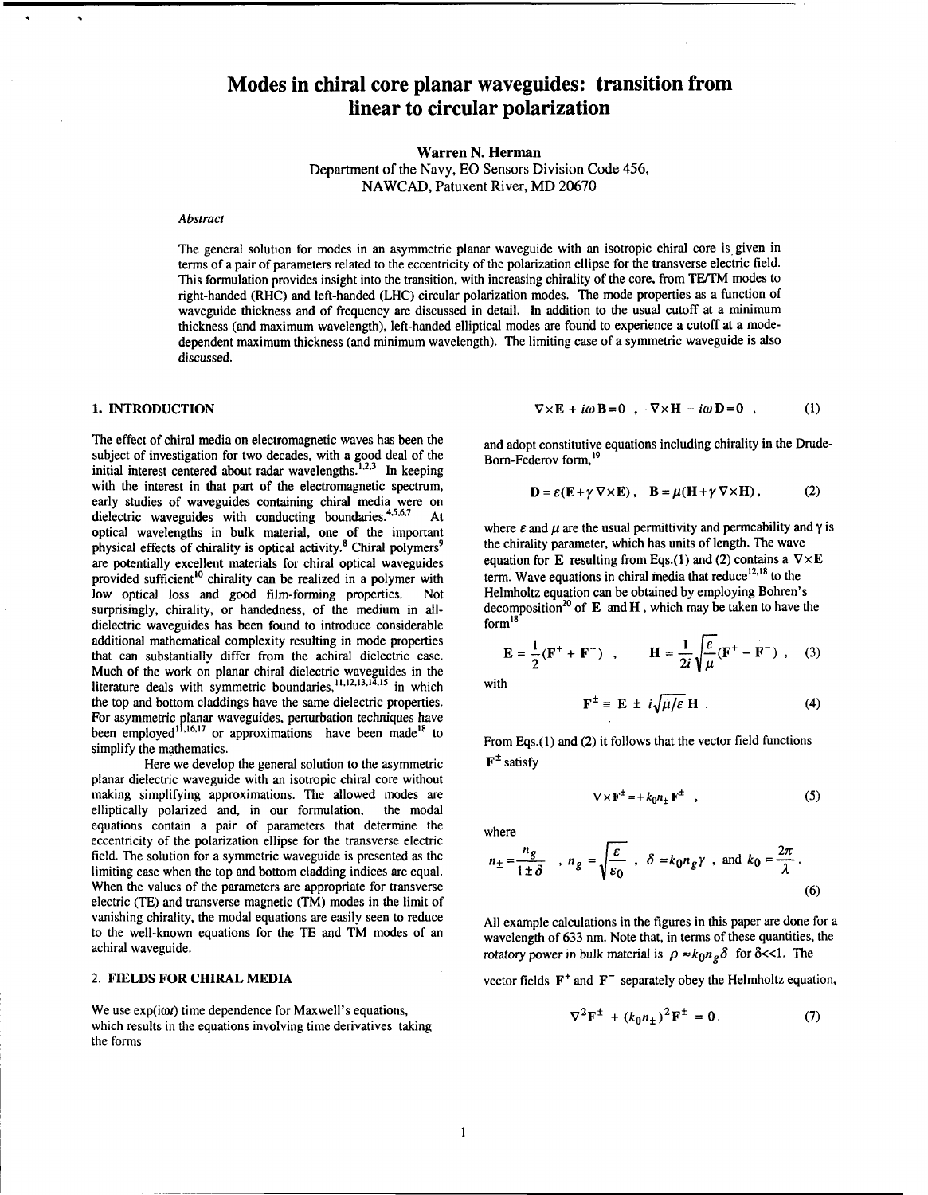# Modes in chiral core planar waveguides: transition from linear to circular polarization

**Warren N. Herman**

Department of the Navy, EO Sensors Division Code 456,
NAWCAD, Patuxent River, MD 20670

*Abstract*

The general solution for modes in an asymmetric planar waveguide with an isotropic chiral core is given in terms of a pair of parameters related to the eccentricity of the polarization ellipse for the transverse electric field. This formulation provides insight into the transition, with increasing chirality of the core, from TE/TM modes to right-handed (RHC) and left-handed (LHC) circular polarization modes. The mode properties as a function of waveguide thickness and of frequency are discussed in detail. In addition to the usual cutoff at a minimum thickness (and maximum wavelength), left-handed elliptical modes are found to experience a cutoff at a mode-dependent maximum thickness (and minimum wavelength). The limiting case of a symmetric waveguide is also discussed.

## 1. INTRODUCTION

The effect of chiral media on electromagnetic waves has been the subject of investigation for two decades, with a good deal of the initial interest centered about radar wavelengths.[1,2,3] In keeping with the interest in that part of the electromagnetic spectrum, early studies of waveguides containing chiral media were on dielectric waveguides with conducting boundaries.[4,5,6,7] At optical wavelengths in bulk material, one of the important physical effects of chirality is optical activity.[8] Chiral polymers[9] are potentially excellent materials for chiral optical waveguides provided sufficient[10] chirality can be realized in a polymer with low optical loss and good film-forming properties. Not surprisingly, chirality, or handedness, of the medium in all-dielectric waveguides has been found to introduce considerable additional mathematical complexity resulting in mode properties that can substantially differ from the achiral dielectric case. Much of the work on planar chiral dielectric waveguides in the literature deals with symmetric boundaries,[11,12,13,14,15] in which the top and bottom claddings have the same dielectric properties. For asymmetric planar waveguides, perturbation techniques have been employed[11,16,17] or approximations have been made[18] to simplify the mathematics.

Here we develop the general solution to the asymmetric planar dielectric waveguide with an isotropic chiral core without making simplifying approximations. The allowed modes are elliptically polarized and, in our formulation, the modal equations contain a pair of parameters that determine the eccentricity of the polarization ellipse for the transverse electric field. The solution for a symmetric waveguide is presented as the limiting case when the top and bottom cladding indices are equal. When the values of the parameters are appropriate for transverse electric (TE) and transverse magnetic (TM) modes in the limit of vanishing chirality, the modal equations are easily seen to reduce to the well-known equations for the TE and TM modes of an achiral waveguide.

## 2. FIELDS FOR CHIRAL MEDIA

We use exp($i\omega t$) time dependence for Maxwell's equations, which results in the equations involving time derivatives taking the forms

$$\nabla\times\mathbf{E} + i\omega\mathbf{B}=0 \ , \ \nabla\times\mathbf{H} - i\omega\mathbf{D}=0 \ , \tag{1}$$

and adopt constitutive equations including chirality in the Drude-Born-Federov form,[19]

$$\mathbf{D} = \varepsilon(\mathbf{E}+\gamma\nabla\times\mathbf{E}) \, , \quad \mathbf{B} = \mu(\mathbf{H}+\gamma\nabla\times\mathbf{H}) \, , \tag{2}$$

where $\varepsilon$ and $\mu$ are the usual permittivity and permeability and $\gamma$ is the chirality parameter, which has units of length. The wave equation for $\mathbf{E}$ resulting from Eqs.(1) and (2) contains a $\nabla\times\mathbf{E}$ term. Wave equations in chiral media that reduce[12,18] to the Helmholtz equation can be obtained by employing Bohren's decomposition[20] of $\mathbf{E}$ and $\mathbf{H}$, which may be taken to have the form[18]

$$\mathbf{E} = \frac{1}{2}(\mathbf{F}^{+} + \mathbf{F}^{-}) \ , \qquad \mathbf{H} = \frac{1}{2i}\sqrt{\frac{\varepsilon}{\mu}}(\mathbf{F}^{+} - \mathbf{F}^{-}) \ , \tag{3}$$

with

$$\mathbf{F}^{\pm} \equiv \mathbf{E} \pm i\sqrt{\mu/\varepsilon}\,\mathbf{H} \ . \tag{4}$$

From Eqs.(1) and (2) it follows that the vector field functions $\mathbf{F}^{\pm}$ satisfy

$$\nabla\times\mathbf{F}^{\pm} = \mp k_0 n_{\pm}\mathbf{F}^{\pm} \ , \tag{5}$$

where

$$n_{\pm} = \frac{n_g}{1\pm\delta} \ \ , \ n_g = \sqrt{\frac{\varepsilon}{\varepsilon_0}} \ , \ \delta = k_0 n_g \gamma \ , \ \text{and} \ k_0 = \frac{2\pi}{\lambda} \, . \tag{6}$$

All example calculations in the figures in this paper are done for a wavelength of 633 nm. Note that, in terms of these quantities, the rotatory power in bulk material is $\rho \approx k_0 n_g \delta$ for $\delta \ll 1$. The vector fields $\mathbf{F}^{+}$ and $\mathbf{F}^{-}$ separately obey the Helmholtz equation,

$$\nabla^2\mathbf{F}^{\pm} + (k_0 n_{\pm})^2\mathbf{F}^{\pm} = 0 \, . \tag{7}$$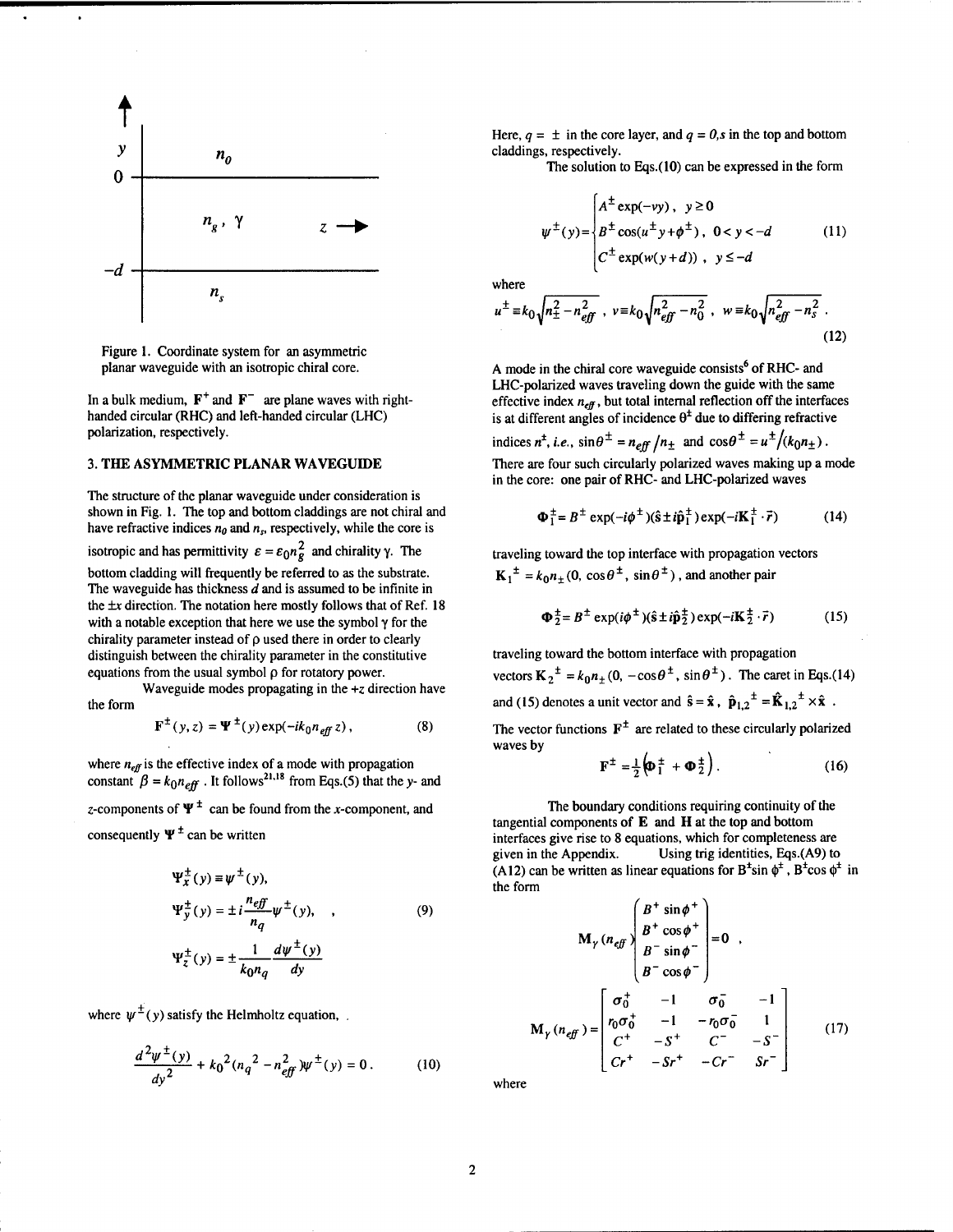Figure 1. Coordinate system for an asymmetric planar waveguide with an isotropic chiral core.

In a bulk medium, $\mathbf{F}^+$ and $\mathbf{F}^-$ are plane waves with right-handed circular (RHC) and left-handed circular (LHC) polarization, respectively.

## 3. THE ASYMMETRIC PLANAR WAVEGUIDE

The structure of the planar waveguide under consideration is shown in Fig. 1. The top and bottom claddings are not chiral and have refractive indices $n_0$ and $n_s$, respectively, while the core is isotropic and has permittivity $\varepsilon = \varepsilon_0 n_g^2$ and chirality $\gamma$. The bottom cladding will frequently be referred to as the substrate. The waveguide has thickness $d$ and is assumed to be infinite in the $\pm x$ direction. The notation here mostly follows that of Ref. 18 with a notable exception that here we use the symbol $\gamma$ for the chirality parameter instead of $\rho$ used there in order to clearly distinguish between the chirality parameter in the constitutive equations from the usual symbol $\rho$ for rotatory power.

Waveguide modes propagating in the $+z$ direction have the form

$$\mathbf{F}^{\pm}(y,z) = \mathbf{\Psi}^{\pm}(y)\exp(-ik_0 n_{eff} z), \tag{8}$$

where $n_{eff}$ is the effective index of a mode with propagation constant $\beta = k_0 n_{eff}$. It follows[21,18] from Eqs.(5) that the $y$- and $z$-components of $\mathbf{\Psi}^{\pm}$ can be found from the $x$-component, and consequently $\mathbf{\Psi}^{\pm}$ can be written

$$\begin{aligned}
\Psi_x^{\pm}(y) &\equiv \psi^{\pm}(y), \\
\Psi_y^{\pm}(y) &= \pm i\frac{n_{eff}}{n_q}\psi^{\pm}(y), \\
\Psi_z^{\pm}(y) &= \pm\frac{1}{k_0 n_q}\frac{d\psi^{\pm}(y)}{dy}
\end{aligned} \tag{9}$$

where $\psi^{\pm}(y)$ satisfy the Helmholtz equation,

$$\frac{d^2\psi^{\pm}(y)}{dy^2} + k_0^2(n_q^2 - n_{eff}^2)\psi^{\pm}(y) = 0. \tag{10}$$

Here, $q = \pm$ in the core layer, and $q = 0,s$ in the top and bottom claddings, respectively.

The solution to Eqs.(10) can be expressed in the form

$$\psi^{\pm}(y) = \begin{cases} A^{\pm}\exp(-vy), & y \ge 0 \\ B^{\pm}\cos(u^{\pm}y + \phi^{\pm}), & 0 < y < -d \\ C^{\pm}\exp(w(y+d)), & y \le -d \end{cases} \tag{11}$$

where

$$u^{\pm} \equiv k_0\sqrt{n_{\pm}^2 - n_{eff}^2}, \quad v \equiv k_0\sqrt{n_{eff}^2 - n_0^2}, \quad w \equiv k_0\sqrt{n_{eff}^2 - n_s^2}. \tag{12}$$

A mode in the chiral core waveguide consists[6] of RHC- and LHC-polarized waves traveling down the guide with the same effective index $n_{eff}$, but total internal reflection off the interfaces is at different angles of incidence $\theta^{\pm}$ due to differing refractive indices $n^{\pm}$, *i.e.*, $\sin\theta^{\pm} = n_{eff}/n_{\pm}$ and $\cos\theta^{\pm} = u^{\pm}/(k_0 n_{\pm})$. There are four such circularly polarized waves making up a mode in the core: one pair of RHC- and LHC-polarized waves

$$\mathbf{\Phi}_1^{\pm} = B^{\pm}\exp(-i\phi^{\pm})(\hat{\mathbf{s}} \pm i\hat{\mathbf{p}}_1^{\pm})\exp(-i\mathbf{K}_1^{\pm}\cdot\vec{r}) \tag{14}$$

traveling toward the top interface with propagation vectors $\mathbf{K}_1^{\pm} = k_0 n_{\pm}(0,\ \cos\theta^{\pm},\ \sin\theta^{\pm})$, and another pair

$$\mathbf{\Phi}_2^{\pm} = B^{\pm}\exp(i\phi^{\pm})(\hat{\mathbf{s}} \pm i\hat{\mathbf{p}}_2^{\pm})\exp(-i\mathbf{K}_2^{\pm}\cdot\vec{r}) \tag{15}$$

traveling toward the bottom interface with propagation vectors $\mathbf{K}_2^{\pm} = k_0 n_{\pm}(0,\ -\cos\theta^{\pm},\ \sin\theta^{\pm})$. The caret in Eqs.(14) and (15) denotes a unit vector and $\hat{\mathbf{s}} = \hat{\mathbf{x}}$, $\hat{\mathbf{p}}_{1,2}^{\pm} = \hat{\mathbf{K}}_{1,2}^{\pm} \times \hat{\mathbf{x}}$. The vector functions $\mathbf{F}^{\pm}$ are related to these circularly polarized waves by

$$\mathbf{F}^{\pm} = \tfrac{1}{2}\left(\mathbf{\Phi}_1^{\pm} + \mathbf{\Phi}_2^{\pm}\right). \tag{16}$$

The boundary conditions requiring continuity of the tangential components of $\mathbf{E}$ and $\mathbf{H}$ at the top and bottom interfaces give rise to 8 equations, which for completeness are given in the Appendix. Using trig identities, Eqs.(A9) to (A12) can be written as linear equations for $B^{\pm}\sin\phi^{\pm}$, $B^{\pm}\cos\phi^{\pm}$ in the form

$$\mathbf{M}_{\gamma}(n_{eff})\begin{pmatrix} B^{+}\sin\phi^{+} \\ B^{+}\cos\phi^{+} \\ B^{-}\sin\phi^{-} \\ B^{-}\cos\phi^{-} \end{pmatrix} = \mathbf{0},$$

$$\mathbf{M}_{\gamma}(n_{eff}) = \begin{bmatrix} \sigma_0^{+} & -1 & \sigma_0^{-} & -1 \\ r_0\sigma_0^{+} & -1 & -r_0\sigma_0^{-} & 1 \\ C^{+} & -S^{+} & C^{-} & -S^{-} \\ Cr^{+} & -Sr^{+} & -Cr^{-} & Sr^{-} \end{bmatrix} \tag{17}$$

where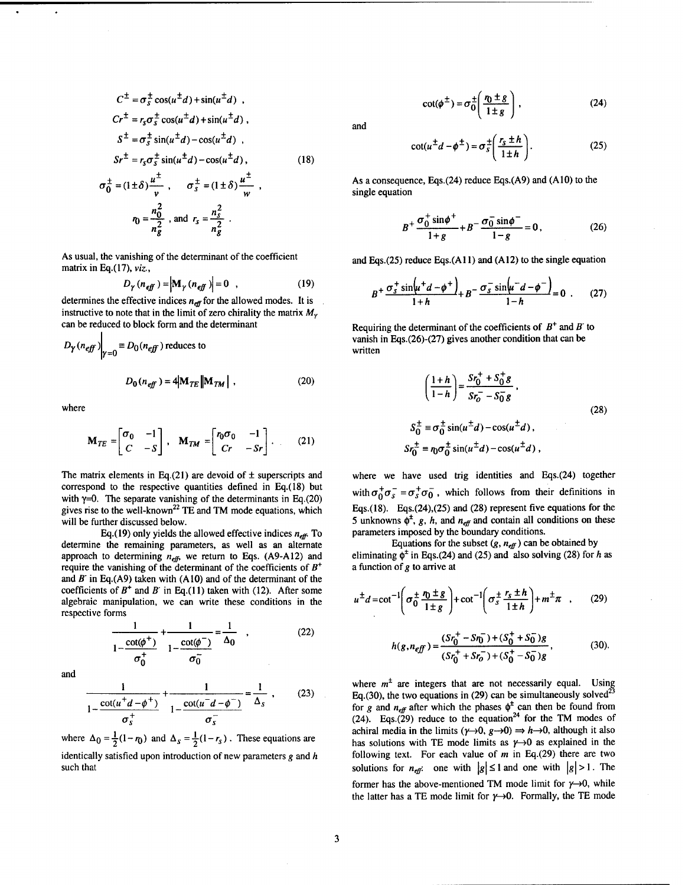$$C^{\pm} = \sigma_s^{\pm}\cos(u^{\pm}d) + \sin(u^{\pm}d) \ ,$$

$$Cr^{\pm} = r_s\sigma_s^{\pm}\cos(u^{\pm}d) + \sin(u^{\pm}d) \ ,$$

$$S^{\pm} = \sigma_s^{\pm}\sin(u^{\pm}d) - \cos(u^{\pm}d) \ ,$$

$$Sr^{\pm} = r_s\sigma_s^{\pm}\sin(u^{\pm}d) - \cos(u^{\pm}d) \ , \tag{18}$$

$$\sigma_0^{\pm} = (1 \pm \delta)\frac{u^{\pm}}{v} \ , \quad \sigma_s^{\pm} = (1 \pm \delta)\frac{u^{\pm}}{w} \ ,$$

$$r_0 = \frac{n_0^2}{n_g^2} \ , \text{ and } r_s = \frac{n_s^2}{n_g^2} \ .$$

As usual, the vanishing of the determinant of the coefficient matrix in Eq.(17), *viz.*,

$$D_\gamma(n_{eff}) = \left|\mathbf{M}_\gamma(n_{eff})\right| = 0 \ , \tag{19}$$

determines the effective indices $n_{eff}$ for the allowed modes. It is instructive to note that in the limit of zero chirality the matrix $M_\gamma$ can be reduced to block form and the determinant $D_\gamma(n_{eff})\Big|_{\gamma=0} \equiv D_0(n_{eff})$ reduces to

$$D_0(n_{eff}) = 4\left|\mathbf{M}_{TE}\right|\left|\mathbf{M}_{TM}\right| \ , \tag{20}$$

where

$$\mathbf{M}_{TE} = \begin{bmatrix} \sigma_0 & -1 \\ C & -S \end{bmatrix}, \quad \mathbf{M}_{TM} = \begin{bmatrix} r_0\sigma_0 & -1 \\ Cr & -Sr \end{bmatrix}. \tag{21}$$

The matrix elements in Eq.(21) are devoid of ± superscripts and correspond to the respective quantities defined in Eq.(18) but with $\gamma$=0. The separate vanishing of the determinants in Eq.(20) gives rise to the well-known[22] TE and TM mode equations, which will be further discussed below.

Eq.(19) only yields the allowed effective indices $n_{eff}$. To determine the remaining parameters, as well as an alternate approach to determining $n_{eff}$, we return to Eqs. (A9-A12) and require the vanishing of the determinant of the coefficients of $B^+$ and $B^-$ in Eq.(A9) taken with (A10) and of the determinant of the coefficients of $B^+$ and $B^-$ in Eq.(11) taken with (12). After some algebraic manipulation, we can write these conditions in the respective forms

$$\frac{1}{1 - \dfrac{\cot(\phi^+)}{\sigma_0^+}} + \frac{1}{1 - \dfrac{\cot(\phi^-)}{\sigma_0^-}} = \frac{1}{\Delta_0} \ , \tag{22}$$

and

$$\frac{1}{1 - \dfrac{\cot(u^+d - \phi^+)}{\sigma_s^+}} + \frac{1}{1 - \dfrac{\cot(u^-d - \phi^-)}{\sigma_s^-}} = \frac{1}{\Delta_s} \ , \tag{23}$$

where $\Delta_0 = \frac{1}{2}(1 - r_0)$ and $\Delta_s = \frac{1}{2}(1 - r_s)$. These equations are identically satisfied upon introduction of new parameters $g$ and $h$ such that

$$\cot(\phi^{\pm}) = \sigma_0^{\pm}\left(\frac{r_0 \pm g}{1 \pm g}\right), \tag{24}$$

and

$$\cot(u^{\pm}d - \phi^{\pm}) = \sigma_s^{\pm}\left(\frac{r_s \pm h}{1 \pm h}\right). \tag{25}$$

As a consequence, Eqs.(24) reduce Eqs.(A9) and (A10) to the single equation

$$B^+\frac{\sigma_0^+\sin\phi^+}{1+g} + B^-\frac{\sigma_0^-\sin\phi^-}{1-g} = 0 \ , \tag{26}$$

and Eqs.(25) reduce Eqs.(A11) and (A12) to the single equation

$$B^+\frac{\sigma_s^+\sin\left(u^+d - \phi^+\right)}{1+h} + B^-\frac{\sigma_s^-\sin\left(u^-d - \phi^-\right)}{1-h} = 0 \ . \tag{27}$$

Requiring the determinant of the coefficients of $B^+$ and $B^-$ to vanish in Eqs.(26)-(27) gives another condition that can be written

$$\left(\frac{1+h}{1-h}\right) = \frac{Sr_0^+ + S_0^+ g}{Sr_0^- - S_0^- g},$$

$$S_0^{\pm} \equiv \sigma_0^{\pm}\sin(u^{\pm}d) - \cos(u^{\pm}d),$$

$$Sr_0^{\pm} \equiv r_0\sigma_0^{\pm}\sin(u^{\pm}d) - \cos(u^{\pm}d), \tag{28}$$

where we have used trig identities and Eqs.(24) together with $\sigma_0^+\sigma_s^- = \sigma_s^+\sigma_0^-$, which follows from their definitions in Eqs.(18). Eqs.(24),(25) and (28) represent five equations for the 5 unknowns $\phi^{\pm}$, $g$, $h$, and $n_{eff}$ and contain all conditions on these parameters imposed by the boundary conditions.

Equations for the subset ($g$, $n_{eff}$) can be obtained by eliminating $\phi^{\pm}$ in Eqs.(24) and (25) and also solving (28) for $h$ as a function of $g$ to arrive at

$$u^{\pm}d = \cot^{-1}\left(\sigma_0^{\pm}\frac{r_0 \pm g}{1 \pm g}\right) + \cot^{-1}\left(\sigma_s^{\pm}\frac{r_s \pm h}{1 \pm h}\right) + m^{\pm}\pi \ , \tag{29}$$

$$h(g, n_{eff}) = \frac{(Sr_0^+ - Sr_0^-) + (S_0^+ + S_0^-)g}{(Sr_0^+ + Sr_0^-) + (S_0^+ - S_0^-)g}, \tag{30}$$

where $m^{\pm}$ are integers that are not necessarily equal. Using Eq.(30), the two equations in (29) can be simultaneously solved[23] for $g$ and $n_{eff}$ after which the phases $\phi^{\pm}$ can then be found from (24). Eqs.(29) reduce to the equation[24] for the TM modes of achiral media in the limits ($\gamma \to 0$, $g \to 0$) $\Rightarrow h \to 0$, although it also has solutions with TE mode limits as $\gamma \to 0$ as explained in the following text. For each value of $m$ in Eq.(29) there are two solutions for $n_{eff}$: one with $|g| \leq 1$ and one with $|g| > 1$. The former has the above-mentioned TM mode limit for $\gamma \to 0$, while the latter has a TE mode limit for $\gamma \to 0$. Formally, the TE mode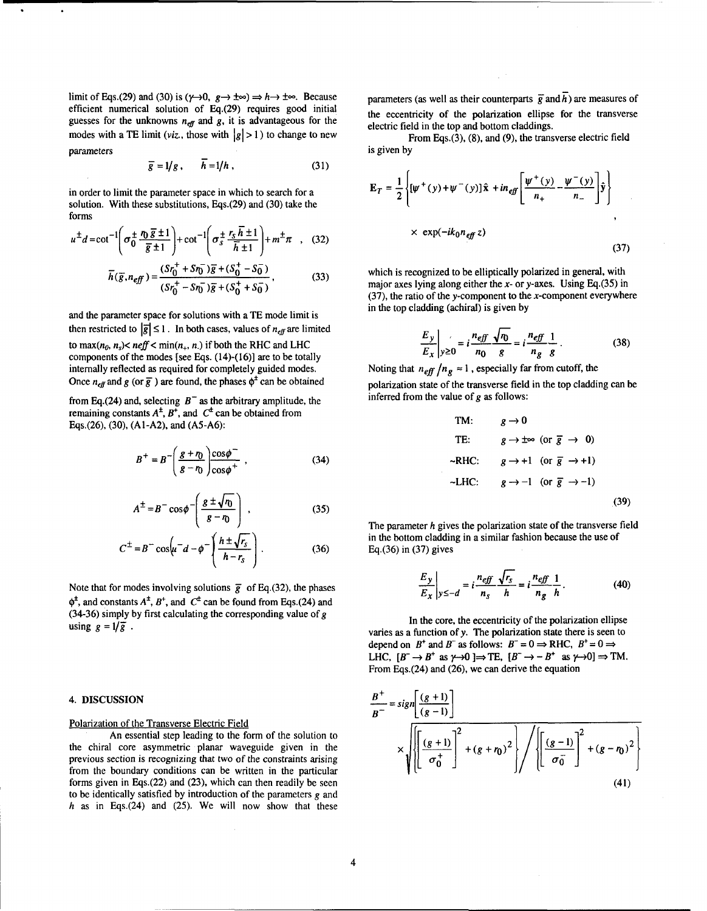limit of Eqs.(29) and (30) is ($\gamma \to 0$, $g \to \pm\infty$) $\Rightarrow h \to \pm\infty$. Because efficient numerical solution of Eq.(29) requires good initial guesses for the unknowns $n_{eff}$ and $g$, it is advantageous for the modes with a TE limit (*viz.*, those with $|g| > 1$) to change to new parameters

$$\bar{g} = 1/g, \quad \bar{h} = 1/h, \tag{31}$$

in order to limit the parameter space in which to search for a solution. With these substitutions, Eqs.(29) and (30) take the forms

$$u^{\pm} d = \cot^{-1}\left(\sigma_0^{\pm} \frac{r_0 \bar{g} \pm 1}{\bar{g} \pm 1}\right) + \cot^{-1}\left(\sigma_s^{\pm} \frac{r_s \bar{h} \pm 1}{\bar{h} \pm 1}\right) + m^{\pm}\pi \ , \tag{32}$$

$$\bar{h}(\bar{g}, n_{eff}) = \frac{(Sr_0^{+} + Sr_0^{-})\bar{g} + (S_0^{+} - S_0^{-})}{(Sr_0^{+} - Sr_0^{-})\bar{g} + (S_0^{+} + S_0^{-})} , \tag{33}$$

and the parameter space for solutions with a TE mode limit is then restricted to $|\bar{g}| \leq 1$. In both cases, values of $n_{eff}$ are limited to $\max(n_0, n_s) < n_{eff} < \min(n_+, n_-)$ if both the RHC and LHC components of the modes [see Eqs. (14)-(16)] are to be totally internally reflected as required for completely guided modes. Once $n_{eff}$ and $g$ (or $\bar{g}$) are found, the phases $\phi^{\pm}$ can be obtained from Eq.(24) and, selecting $B^-$ as the arbitrary amplitude, the remaining constants $A^{\pm}$, $B^+$, and $C^{\pm}$ can be obtained from Eqs.(26), (30), (A1-A2), and (A5-A6):

$$B^{+} = B^{-}\left(\frac{g + r_0}{g - r_0}\right)\frac{\cos\phi^{-}}{\cos\phi^{+}} , \tag{34}$$

$$A^{\pm} = B^{-}\cos\phi^{-}\left(\frac{g \pm \sqrt{r_0}}{g - r_0}\right) , \tag{35}$$

$$C^{\pm} = B^{-}\cos\left(u^{-}d - \phi^{-}\right)\left(\frac{h \pm \sqrt{r_s}}{h - r_s}\right) . \tag{36}$$

Note that for modes involving solutions $\bar{g}$ of Eq.(32), the phases $\phi^{\pm}$, and constants $A^{\pm}$, $B^+$, and $C^{\pm}$ can be found from Eqs.(24) and (34-36) simply by first calculating the corresponding value of $g$ using $g = 1/\bar{g}$ .

## 4. DISCUSSION

### Polarization of the Transverse Electric Field

An essential step leading to the form of the solution to the chiral core asymmetric planar waveguide given in the previous section is recognizing that two of the constraints arising from the boundary conditions can be written in the particular forms given in Eqs.(22) and (23), which can then readily be seen to be identically satisfied by introduction of the parameters $g$ and $h$ as in Eqs.(24) and (25). We will now show that these parameters (as well as their counterparts $\bar{g}$ and $\bar{h}$) are measures of the eccentricity of the polarization ellipse for the transverse electric field in the top and bottom claddings.

From Eqs.(3), (8), and (9), the transverse electric field is given by

$$\mathbf{E}_T = \frac{1}{2}\left\{[\psi^{+}(y) + \psi^{-}(y)]\hat{\mathbf{x}} + i n_{eff}\left[\frac{\psi^{+}(y)}{n_+} - \frac{\psi^{-}(y)}{n_-}\right]\hat{\mathbf{y}}\right\} \times \exp(-ik_0 n_{eff} z) \tag{37}$$

which is recognized to be elliptically polarized in general, with major axes lying along either the $x$- or $y$-axes. Using Eq.(35) in (37), the ratio of the $y$-component to the $x$-component everywhere in the top cladding (achiral) is given by

$$\left.\frac{E_y}{E_x}\right|_{y \geq 0} = i\frac{n_{eff}}{n_0}\frac{\sqrt{r_0}}{g} = i\frac{n_{eff}}{n_g}\frac{1}{g} . \tag{38}$$

Noting that $n_{eff}/n_g \approx 1$, especially far from cutoff, the polarization state of the transverse field in the top cladding can be inferred from the value of $g$ as follows:

$$\begin{array}{ll} \text{TM:} & g \to 0 \\ \text{TE:} & g \to \pm\infty \ (\text{or } \bar{g} \to 0) \\ \sim\text{RHC:} & g \to +1 \ (\text{or } \bar{g} \to +1) \\ \sim\text{LHC:} & g \to -1 \ (\text{or } \bar{g} \to -1) \end{array} \tag{39}$$

The parameter $h$ gives the polarization state of the transverse field in the bottom cladding in a similar fashion because the use of Eq.(36) in (37) gives

$$\left.\frac{E_y}{E_x}\right|_{y \leq -d} = i\frac{n_{eff}}{n_s}\frac{\sqrt{r_s}}{h} = i\frac{n_{eff}}{n_g}\frac{1}{h} . \tag{40}$$

In the core, the eccentricity of the polarization ellipse varies as a function of $y$. The polarization state there is seen to depend on $B^+$ and $B^-$ as follows: $B^- = 0 \Rightarrow$ RHC, $B^+ = 0 \Rightarrow$ LHC, $[B^- \to B^+$ as $\gamma \to 0] \Rightarrow$ TE, $[B^- \to -B^+$ as $\gamma \to 0] \Rightarrow$ TM. From Eqs.(24) and (26), we can derive the equation

$$\frac{B^+}{B^-} = \mathrm{sign}\left[\frac{(g+1)}{(g-1)}\right] \times \sqrt{\left\{\left[\frac{(g+1)}{\sigma_0^{+}}\right]^2 + (g + r_0)^2\right\} \Bigg/ \left\{\left[\frac{(g-1)}{\sigma_0^{-}}\right]^2 + (g - r_0)^2\right\}} \tag{41}$$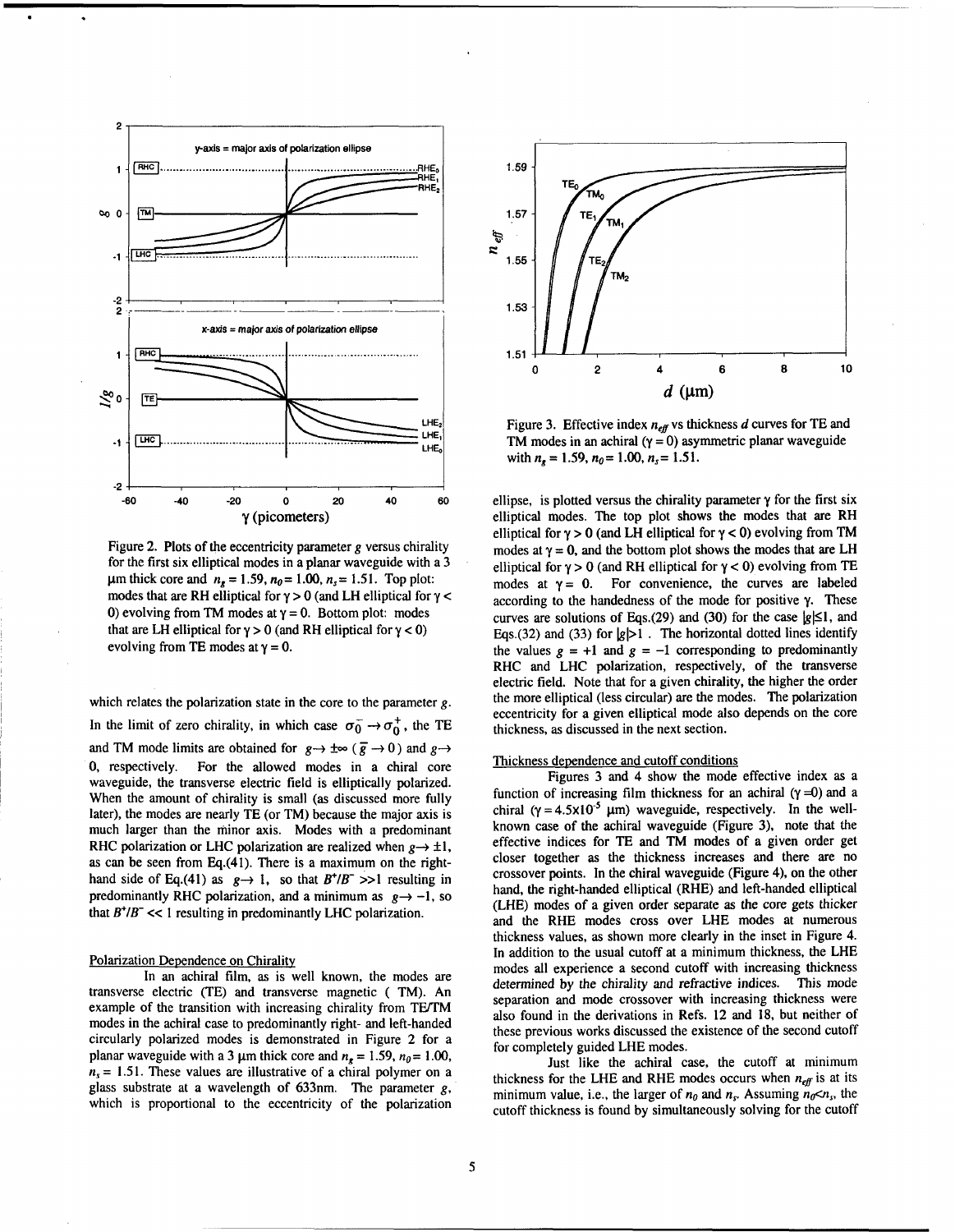Figure 2. Plots of the eccentricity parameter $g$ versus chirality for the first six elliptical modes in a planar waveguide with a 3 μm thick core and $n_g = 1.59$, $n_0 = 1.00$, $n_s = 1.51$. Top plot: modes that are RH elliptical for $\gamma > 0$ (and LH elliptical for $\gamma < 0$) evolving from TM modes at $\gamma = 0$. Bottom plot: modes that are LH elliptical for $\gamma > 0$ (and RH elliptical for $\gamma < 0$) evolving from TE modes at $\gamma = 0$.

which relates the polarization state in the core to the parameter $g$. In the limit of zero chirality, in which case $\sigma_0^- \rightarrow \sigma_0^+$, the TE and TM mode limits are obtained for $g \rightarrow \pm\infty$ ($\bar{g} \rightarrow 0$) and $g \rightarrow 0$, respectively. For the allowed modes in a chiral core waveguide, the transverse electric field is elliptically polarized. When the amount of chirality is small (as discussed more fully later), the modes are nearly TE (or TM) because the major axis is much larger than the minor axis. Modes with a predominant RHC polarization or LHC polarization are realized when $g \rightarrow \pm 1$, as can be seen from Eq.(41). There is a maximum on the right-hand side of Eq.(41) as $g \rightarrow 1$, so that $B^+/B^- >> 1$ resulting in predominantly RHC polarization, and a minimum as $g \rightarrow -1$, so that $B^+/B^- << 1$ resulting in predominantly LHC polarization.

## Polarization Dependence on Chirality

In an achiral film, as is well known, the modes are transverse electric (TE) and transverse magnetic (TM). An example of the transition with increasing chirality from TE/TM modes in the achiral case to predominantly right- and left-handed circularly polarized modes is demonstrated in Figure 2 for a planar waveguide with a 3 μm thick core and $n_g = 1.59$, $n_0 = 1.00$, $n_s = 1.51$. These values are illustrative of a chiral polymer on a glass substrate at a wavelength of 633nm. The parameter $g$, which is proportional to the eccentricity of the polarization ellipse, is plotted versus the chirality parameter $\gamma$ for the first six elliptical modes. The top plot shows the modes that are RH elliptical for $\gamma > 0$ (and LH elliptical for $\gamma < 0$) evolving from TM modes at $\gamma = 0$, and the bottom plot shows the modes that are LH elliptical for $\gamma > 0$ (and RH elliptical for $\gamma < 0$) evolving from TE modes at $\gamma = 0$. For convenience, the curves are labeled according to the handedness of the mode for positive $\gamma$. These curves are solutions of Eqs.(29) and (30) for the case $|g| \leq 1$, and Eqs.(32) and (33) for $|g| > 1$. The horizontal dotted lines identify the values $g = +1$ and $g = -1$ corresponding to predominantly RHC and LHC polarization, respectively, of the transverse electric field. Note that for a given chirality, the higher the order the more elliptical (less circular) are the modes. The polarization eccentricity for a given elliptical mode also depends on the core thickness, as discussed in the next section.

Figure 3. Effective index $n_{eff}$ vs thickness $d$ curves for TE and TM modes in an achiral ($\gamma = 0$) asymmetric planar waveguide with $n_g = 1.59$, $n_0 = 1.00$, $n_s = 1.51$.

## Thickness dependence and cutoff conditions

Figures 3 and 4 show the mode effective index as a function of increasing film thickness for an achiral ($\gamma = 0$) and a chiral ($\gamma = 4.5\text{x}10^{-5}$ μm) waveguide, respectively. In the well-known case of the achiral waveguide (Figure 3), note that the effective indices for TE and TM modes of a given order get closer together as the thickness increases and there are no crossover points. In the chiral waveguide (Figure 4), on the other hand, the right-handed elliptical (RHE) and left-handed elliptical (LHE) modes of a given order separate as the core gets thicker and the RHE modes cross over LHE modes at numerous thickness values, as shown more clearly in the inset in Figure 4. In addition to the usual cutoff at a minimum thickness, the LHE modes all experience a second cutoff with increasing thickness determined by the chirality and refractive indices. This mode separation and mode crossover with increasing thickness were also found in the derivations in Refs. 12 and 18, but neither of these previous works discussed the existence of the second cutoff for completely guided LHE modes.

Just like the achiral case, the cutoff at minimum thickness for the LHE and RHE modes occurs when $n_{eff}$ is at its minimum value, i.e., the larger of $n_0$ and $n_s$. Assuming $n_0 < n_s$, the cutoff thickness is found by simultaneously solving for the cutoff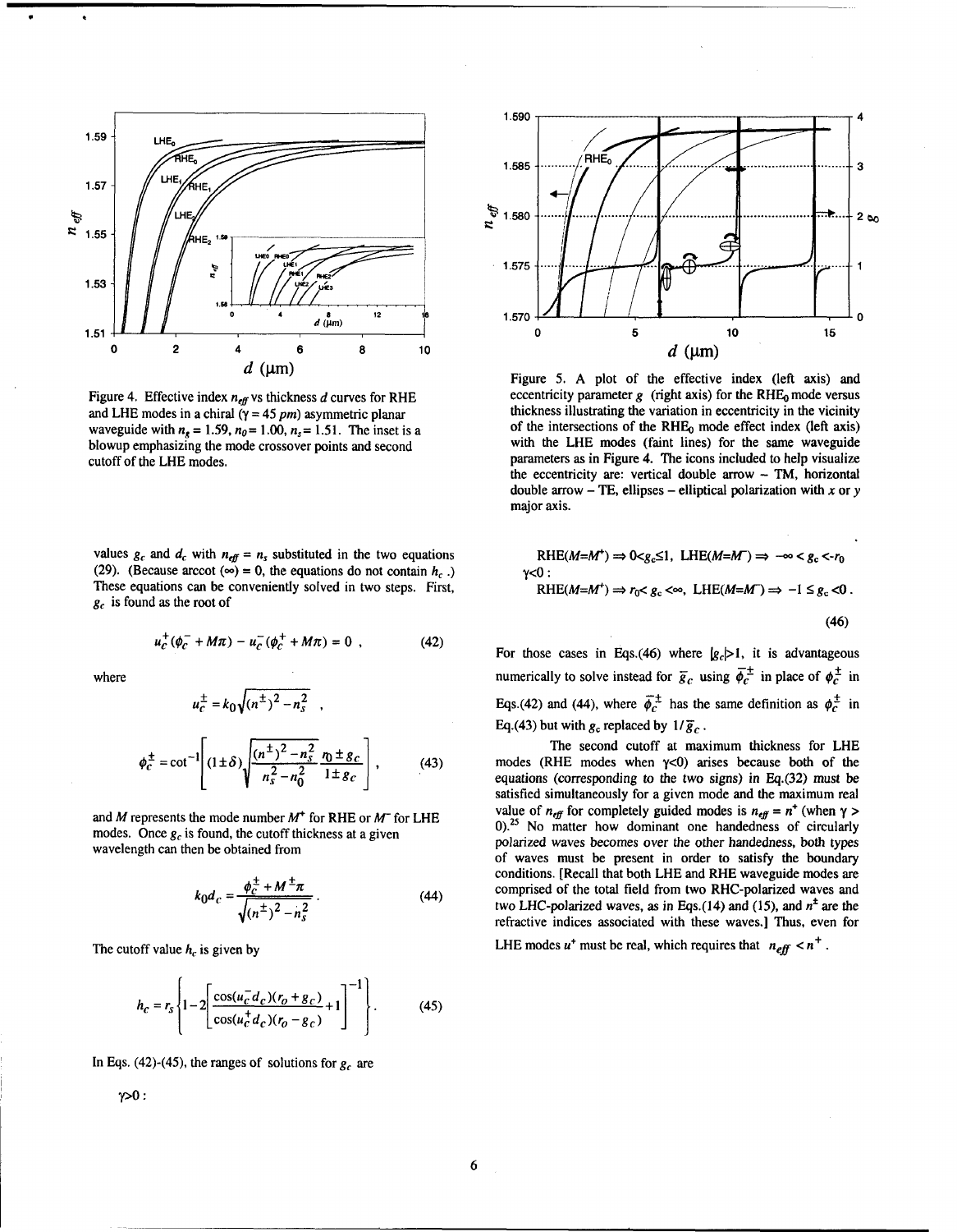Figure 4. Effective index $n_{eff}$ vs thickness $d$ curves for RHE and LHE modes in a chiral ($\gamma$ = 45 *pm*) asymmetric planar waveguide with $n_s$ = 1.59, $n_0$ = 1.00, $n_s$ = 1.51. The inset is a blowup emphasizing the mode crossover points and second cutoff of the LHE modes.

Figure 5. A plot of the effective index (left axis) and eccentricity parameter $g$ (right axis) for the $RHE_0$ mode versus thickness illustrating the variation in eccentricity in the vicinity of the intersections of the $RHE_0$ mode effect index (left axis) with the LHE modes (faint lines) for the same waveguide parameters as in Figure 4. The icons included to help visualize the eccentricity are: vertical double arrow – TM, horizontal double arrow – TE, ellipses – elliptical polarization with $x$ or $y$ major axis.

values $g_c$ and $d_c$ with $n_{eff} = n_s$ substituted in the two equations (29). (Because arccot ($\infty$) = 0, the equations do not contain $h_c$.) These equations can be conveniently solved in two steps. First, $g_c$ is found as the root of

$$u_c^+(\phi_c^- + M\pi) - u_c^-(\phi_c^+ + M\pi) = 0 \ , \tag{42}$$

where

$$u_c^{\pm} = k_0\sqrt{(n^{\pm})^2 - n_s^2} \ ,$$

$$\phi_c^{\pm} = \cot^{-1}\left[(1 \pm \delta)\sqrt{\frac{(n^{\pm})^2 - n_s^2}{n_s^2 - n_0^2}}\frac{r_0 \pm g_c}{1 \pm g_c}\right] , \tag{43}$$

and $M$ represents the mode number $M^+$ for RHE or $M^-$ for LHE modes. Once $g_c$ is found, the cutoff thickness at a given wavelength can then be obtained from

$$k_0 d_c = \frac{\phi_c^{\pm} + M^{\pm}\pi}{\sqrt{(n^{\pm})^2 - n_s^2}} \ . \tag{44}$$

The cutoff value $h_c$ is given by

$$h_c = r_s\left\{1 - 2\left[\frac{\cos(u_c^- d_c)(r_o + g_c)}{\cos(u_c^+ d_c)(r_o - g_c)} + 1\right]^{-1}\right\} . \tag{45}$$

In Eqs. (42)-(45), the ranges of solutions for $g_c$ are

$\gamma$>0 :

$$RHE(M{=}M^+) \Rightarrow 0 < g_c \leq 1, \ LHE(M{=}M^-) \Rightarrow -\infty < g_c < -r_0$$

$\gamma$<0 :

$$RHE(M{=}M^+) \Rightarrow r_0 < g_c < \infty, \ LHE(M{=}M^-) \Rightarrow -1 \leq g_c < 0 \ . \tag{46}$$

For those cases in Eqs.(46) where $|g_c|>1$, it is advantageous numerically to solve instead for $\bar{g}_c$ using $\bar{\phi}_c^{\pm}$ in place of $\phi_c^{\pm}$ in Eqs.(42) and (44), where $\bar{\phi}_c^{\pm}$ has the same definition as $\phi_c^{\pm}$ in Eq.(43) but with $g_c$ replaced by $1/\bar{g}_c$.

The second cutoff at maximum thickness for LHE modes (RHE modes when $\gamma$<0) arises because both of the equations (corresponding to the two signs) in Eq.(32) must be satisfied simultaneously for a given mode and the maximum real value of $n_{eff}$ for completely guided modes is $n_{eff} = n^+$ (when $\gamma$ > 0).[25] No matter how dominant one handedness of circularly polarized waves becomes over the other handedness, both types of waves must be present in order to satisfy the boundary conditions. [Recall that both LHE and RHE waveguide modes are comprised of the total field from two RHC-polarized waves and two LHC-polarized waves, as in Eqs.(14) and (15), and $n^{\pm}$ are the refractive indices associated with these waves.] Thus, even for LHE modes $u^+$ must be real, which requires that $n_{eff} < n^+$.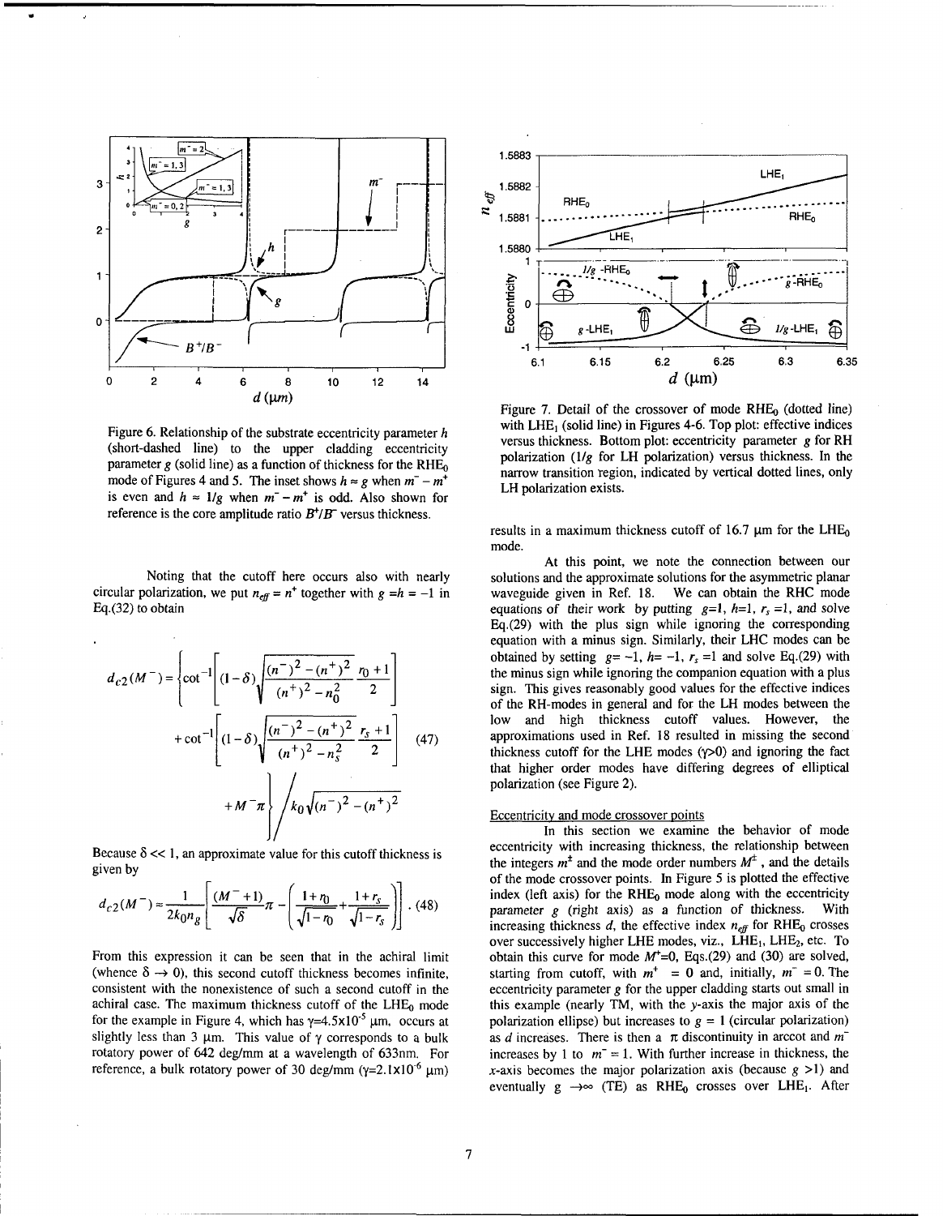Figure 6. Relationship of the substrate eccentricity parameter $h$ (short-dashed line) to the upper cladding eccentricity parameter $g$ (solid line) as a function of thickness for the $RHE_0$ mode of Figures 4 and 5. The inset shows $h \approx g$ when $m^- - m^+$ is even and $h \approx 1/g$ when $m^- - m^+$ is odd. Also shown for reference is the core amplitude ratio $B^+/B^-$ versus thickness.

Noting that the cutoff here occurs also with nearly circular polarization, we put $n_{eff} = n^+$ together with $g = h = -1$ in Eq.(32) to obtain

$$d_{c2}(M^-) = \left\{ \cot^{-1}\left[(1-\delta)\sqrt{\frac{(n^-)^2-(n^+)^2}{(n^+)^2-n_0^2}}\,\frac{r_0+1}{2}\right] + \cot^{-1}\left[(1-\delta)\sqrt{\frac{(n^-)^2-(n^+)^2}{(n^+)^2-n_s^2}}\,\frac{r_s+1}{2}\right] + M^-\pi \right\} \Bigg/ k_0\sqrt{(n^-)^2-(n^+)^2} \quad (47)$$

Because $\delta << 1$, an approximate value for this cutoff thickness is given by

$$d_{c2}(M^-) \approx \frac{1}{2k_0 n_g}\left[\frac{(M^-+1)}{\sqrt{\delta}}\pi - \left(\frac{1+r_0}{\sqrt{1-r_0}} + \frac{1+r_s}{\sqrt{1-r_s}}\right)\right]. \quad (48)$$

From this expression it can be seen that in the achiral limit (whence $\delta \to 0$), this second cutoff thickness becomes infinite, consistent with the nonexistence of such a second cutoff in the achiral case. The maximum thickness cutoff of the $LHE_0$ mode for the example in Figure 4, which has $\gamma=4.5\times10^{-5}$ µm, occurs at slightly less than 3 µm. This value of $\gamma$ corresponds to a bulk rotatory power of 642 deg/mm at a wavelength of 633nm. For reference, a bulk rotatory power of 30 deg/mm ($\gamma=2.1\times10^{-6}$ µm) results in a maximum thickness cutoff of 16.7 µm for the $LHE_0$ mode.

At this point, we note the connection between our solutions and the approximate solutions for the asymmetric planar waveguide given in Ref. 18. We can obtain the RHC mode equations of their work by putting $g=1$, $h=1$, $r_s=1$, and solve Eq.(29) with the plus sign while ignoring the corresponding equation with a minus sign. Similarly, their LHC modes can be obtained by setting $g=-1$, $h=-1$, $r_s=1$ and solve Eq.(29) with the minus sign while ignoring the companion equation with a plus sign. This gives reasonably good values for the effective indices of the RH-modes in general and for the LH modes between the low and high thickness cutoff values. However, the approximations used in Ref. 18 resulted in missing the second thickness cutoff for the LHE modes ($\gamma>0$) and ignoring the fact that higher order modes have differing degrees of elliptical polarization (see Figure 2).

Figure 7. Detail of the crossover of mode $RHE_0$ (dotted line) with $LHE_1$ (solid line) in Figures 4-6. Top plot: effective indices versus thickness. Bottom plot: eccentricity parameter $g$ for RH polarization ($1/g$ for LH polarization) versus thickness. In the narrow transition region, indicated by vertical dotted lines, only LH polarization exists.

### Eccentricity and mode crossover points

In this section we examine the behavior of mode eccentricity with increasing thickness, the relationship between the integers $m^\pm$ and the mode order numbers $M^\pm$, and the details of the mode crossover points. In Figure 5 is plotted the effective index (left axis) for the $RHE_0$ mode along with the eccentricity parameter $g$ (right axis) as a function of thickness. With increasing thickness $d$, the effective index $n_{eff}$ for $RHE_0$ crosses over successively higher LHE modes, viz., $LHE_1$, $LHE_2$, etc. To obtain this curve for mode $M^+=0$, Eqs.(29) and (30) are solved, starting from cutoff, with $m^+ = 0$ and, initially, $m^- = 0$. The eccentricity parameter $g$ for the upper cladding starts out small in this example (nearly TM, with the $y$-axis the major axis of the polarization ellipse) but increases to $g = 1$ (circular polarization) as $d$ increases. There is then a $\pi$ discontinuity in arccot and $m^-$ increases by 1 to $m^- = 1$. With further increase in thickness, the $x$-axis becomes the major polarization axis (because $g > 1$) and eventually $g \to \infty$ (TE) as $RHE_0$ crosses over $LHE_1$. After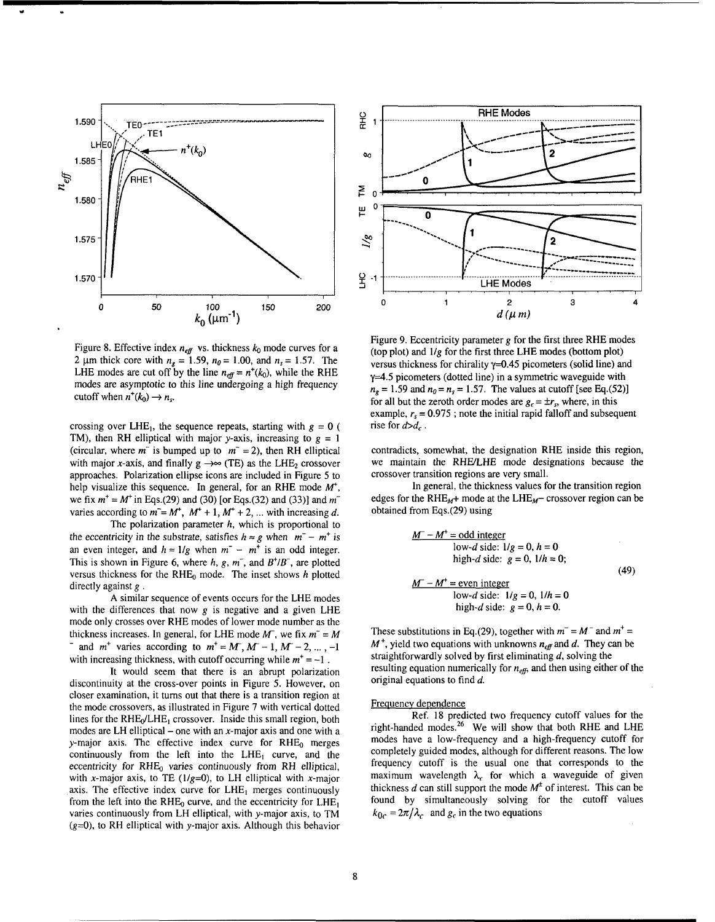Figure 8. Effective index $n_{eff}$ vs. thickness $k_0$ mode curves for a 2 μm thick core with $n_g = 1.59$, $n_0 = 1.00$, and $n_s = 1.57$. The LHE modes are cut off by the line $n_{eff} = n^+(k_0)$, while the RHE modes are asymptotic to this line undergoing a high frequency cutoff when $n^+(k_0) \to n_s$.

Figure 9. Eccentricity parameter $g$ for the first three RHE modes (top plot) and $1/g$ for the first three LHE modes (bottom plot) versus thickness for chirality γ=0.45 picometers (solid line) and γ=4.5 picometers (dotted line) in a symmetric waveguide with $n_g = 1.59$ and $n_0 = n_s = 1.57$. The values at cutoff [see Eq.(52)] for all but the zeroth order modes are $g_c = \pm r_s$, where, in this example, $r_s = 0.975$ ; note the initial rapid falloff and subsequent rise for $d > d_c$.

crossing over $LHE_1$, the sequence repeats, starting with $g = 0$ ( TM), then RH elliptical with major $y$-axis, increasing to $g = 1$ (circular, where $m^-$ is bumped up to $m^- = 2$), then RH elliptical with major $x$-axis, and finally $g \to \infty$ (TE) as the $LHE_2$ crossover approaches. Polarization ellipse icons are included in Figure 5 to help visualize this sequence. In general, for an RHE mode $M^+$, we fix $m^+ = M^+$ in Eqs.(29) and (30) [or Eqs.(32) and (33)] and $m^-$ varies according to $m^- = M^+, M^+ + 1, M^+ + 2, \ldots$ with increasing $d$.

The polarization parameter $h$, which is proportional to the eccentricity in the substrate, satisfies $h \approx g$ when $m^- - m^+$ is an even integer, and $h \approx 1/g$ when $m^- - m^+$ is an odd integer. This is shown in Figure 6, where $h$, $g$, $m^-$, and $B^+/B^-$, are plotted versus thickness for the $RHE_0$ mode. The inset shows $h$ plotted directly against $g$.

A similar sequence of events occurs for the LHE modes with the differences that now $g$ is negative and a given LHE mode only crosses over RHE modes of lower mode number as the thickness increases. In general, for LHE mode $M^-$, we fix $m^- = M^-$ and $m^+$ varies according to $m^+ = M^-, M^- - 1, M^- - 2, \ldots, -1$ with increasing thickness, with cutoff occurring while $m^+ = -1$.

It would seem that there is an abrupt polarization discontinuity at the cross-over points in Figure 5. However, on closer examination, it turns out that there is a transition region at the mode crossovers, as illustrated in Figure 7 with vertical dotted lines for the $RHE_0/LHE_1$ crossover. Inside this small region, both modes are LH elliptical – one with an $x$-major axis and one with a $y$-major axis. The effective index curve for $RHE_0$ merges continuously from the left into the $LHE_1$ curve, and the eccentricity for $RHE_0$ varies continuously from RH elliptical, with $x$-major axis, to TE ($1/g=0$), to LH elliptical with $x$-major axis. The effective index curve for $LHE_1$ merges continuously from the left into the $RHE_0$ curve, and the eccentricity for $LHE_1$ varies continuously from LH elliptical, with $y$-major axis, to TM ($g$=0), to RH elliptical with $y$-major axis. Although this behavior contradicts, somewhat, the designation RHE inside this region, we maintain the RHE/LHE mode designations because the crossover transition regions are very small.

In general, the thickness values for the transition region edges for the $RHE_{M^+}$ mode at the $LHE_{M^-}$ crossover region can be obtained from Eqs.(29) using

$$
\begin{aligned}
&\underline{M^- - M^+ = \text{odd integer}} \\
&\qquad \text{low-}d \text{ side: } 1/g = 0,\ h = 0 \\
&\qquad \text{high-}d \text{ side: } g = 0,\ 1/h = 0; \\
&\underline{M^- - M^+ = \text{even integer}} \\
&\qquad \text{low-}d \text{ side: } 1/g = 0,\ 1/h = 0 \\
&\qquad \text{high-}d \text{ side: } g = 0,\ h = 0.
\end{aligned}
\tag{49}
$$

These substitutions in Eq.(29), together with $m^- = M^-$ and $m^+ = M^+$, yield two equations with unknowns $n_{eff}$ and $d$. They can be straightforwardly solved by first eliminating $d$, solving the resulting equation numerically for $n_{eff}$, and then using either of the original equations to find $d$.

### Frequency dependence

Ref. 18 predicted two frequency cutoff values for the right-handed modes.[26] We will show that both RHE and LHE modes have a low-frequency and a high-frequency cutoff for completely guided modes, although for different reasons. The low frequency cutoff is the usual one that corresponds to the maximum wavelength $\lambda_c$ for which a waveguide of given thickness $d$ can still support the mode $M^\pm$ of interest. This can be found by simultaneously solving for the cutoff values $k_{0c} = 2\pi/\lambda_c$ and $g_c$ in the two equations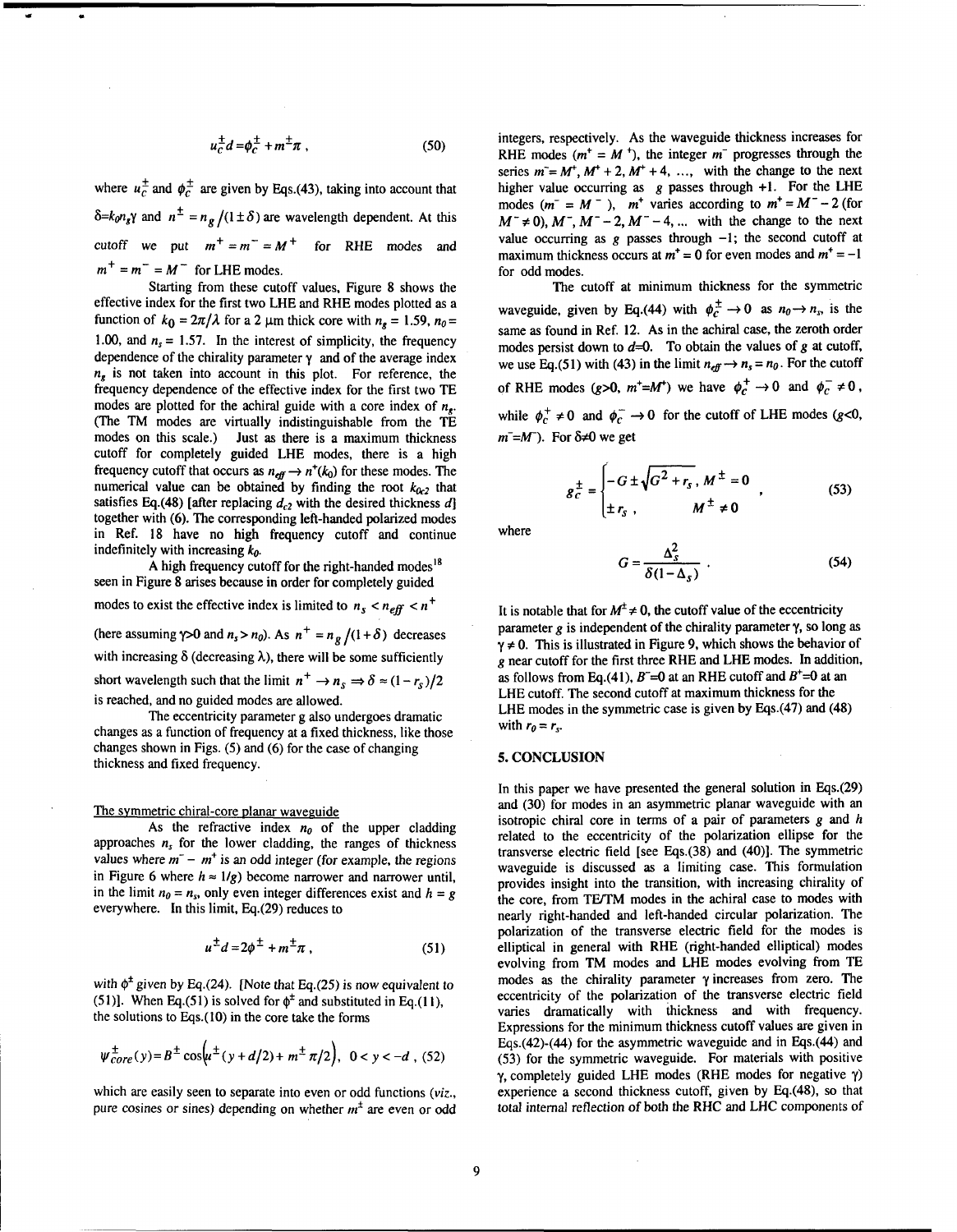$$u_c^{\pm} d = \phi_c^{\pm} + m^{\pm}\pi \ , \tag{50}$$

where $u_c^{\pm}$ and $\phi_c^{\pm}$ are given by Eqs.(43), taking into account that $\delta = k_0 n_g \gamma$ and $n^{\pm} = n_g/(1 \pm \delta)$ are wavelength dependent. At this cutoff we put $m^+ = m^- = M^+$ for RHE modes and $m^+ = m^- = M^-$ for LHE modes.

Starting from these cutoff values, Figure 8 shows the effective index for the first two LHE and RHE modes plotted as a function of $k_0 = 2\pi/\lambda$ for a 2 μm thick core with $n_g = 1.59$, $n_0 = 1.00$, and $n_s = 1.57$. In the interest of simplicity, the frequency dependence of the chirality parameter γ and of the average index $n_g$ is not taken into account in this plot. For reference, the frequency dependence of the effective index for the first two TE modes are plotted for the achiral guide with a core index of $n_g$. (The TM modes are virtually indistinguishable from the TE modes on this scale.) Just as there is a maximum thickness cutoff for completely guided LHE modes, there is a high frequency cutoff that occurs as $n_{eff} \to n^+(k_0)$ for these modes. The numerical value can be obtained by finding the root $k_{0c2}$ that satisfies Eq.(48) [after replacing $d_{c2}$ with the desired thickness $d$] together with (6). The corresponding left-handed polarized modes in Ref. 18 have no high frequency cutoff and continue indefinitely with increasing $k_0$.

A high frequency cutoff for the right-handed modes[18] seen in Figure 8 arises because in order for completely guided modes to exist the effective index is limited to $n_s < n_{eff} < n^+$ (here assuming γ>0 and $n_s > n_0$). As $n^+ = n_g/(1+\delta)$ decreases with increasing δ (decreasing λ), there will be some sufficiently short wavelength such that the limit $n^+ \to n_s \Rightarrow \delta \approx (1 - r_s)/2$ is reached, and no guided modes are allowed.

The eccentricity parameter g also undergoes dramatic changes as a function of frequency at a fixed thickness, like those changes shown in Figs. (5) and (6) for the case of changing thickness and fixed frequency.

### The symmetric chiral-core planar waveguide

As the refractive index $n_0$ of the upper cladding approaches $n_s$ for the lower cladding, the ranges of thickness values where $m^- - m^+$ is an odd integer (for example, the regions in Figure 6 where $h \approx 1/g$) become narrower and narrower until, in the limit $n_0 = n_s$, only even integer differences exist and $h = g$ everywhere. In this limit, Eq.(29) reduces to

$$u^{\pm} d = 2\phi^{\pm} + m^{\pm}\pi \ , \tag{51}$$

with $\phi^{\pm}$ given by Eq.(24). [Note that Eq.(25) is now equivalent to (51)]. When Eq.(51) is solved for $\phi^{\pm}$ and substituted in Eq.(11), the solutions to Eqs.(10) in the core take the forms

$$\psi_{core}^{\pm}(y) = B^{\pm} \cos\left(u^{\pm}(y + d/2) + m^{\pm}\pi/2\right), \ \ 0 < y < -d \ , \tag{52}$$

which are easily seen to separate into even or odd functions (*viz.*, pure cosines or sines) depending on whether $m^{\pm}$ are even or odd integers, respectively. As the waveguide thickness increases for RHE modes ($m^+ = M^+$), the integer $m^-$ progresses through the series $m^- = M^+, M^+ + 2, M^+ + 4, \ldots$, with the change to the next higher value occurring as g passes through +1. For the LHE modes ($m^- = M^-$), $m^+$ varies according to $m^+ = M^- - 2$ (for $M^- \neq 0$), $M^-, M^- - 2, M^- - 4, \ldots$ with the change to the next value occurring as g passes through −1; the second cutoff at maximum thickness occurs at $m^+ = 0$ for even modes and $m^+ = -1$ for odd modes.

The cutoff at minimum thickness for the symmetric waveguide, given by Eq.(44) with $\phi_c^{\pm} \to 0$ as $n_0 \to n_s$, is the same as found in Ref. 12. As in the achiral case, the zeroth order modes persist down to $d$=0. To obtain the values of $g$ at cutoff, we use Eq.(51) with (43) in the limit $n_{eff} \to n_s = n_0$. For the cutoff of RHE modes ($g$>0, $m^+$=$M^+$) we have $\phi_c^+ \to 0$ and $\phi_c^- \neq 0$, while $\phi_c^+ \neq 0$ and $\phi_c^- \to 0$ for the cutoff of LHE modes ($g$<0, $m^-$=$M^-$). For δ≠0 we get

$$g_c^{\pm} = \begin{cases} -G \pm \sqrt{G^2 + r_s} \ , & M^{\pm} = 0 \\ \pm r_s \ , & M^{\pm} \neq 0 \end{cases} \ , \tag{53}$$

where

$$G = \frac{\Delta_s^2}{\delta(1 - \Delta_s)} \ . \tag{54}$$

It is notable that for $M^{\pm} \neq 0$, the cutoff value of the eccentricity parameter $g$ is independent of the chirality parameter γ, so long as γ ≠ 0. This is illustrated in Figure 9, which shows the behavior of $g$ near cutoff for the first three RHE and LHE modes. In addition, as follows from Eq.(41), $B^-$=0 at an RHE cutoff and $B^+$=0 at an LHE cutoff. The second cutoff at maximum thickness for the LHE modes in the symmetric case is given by Eqs.(47) and (48) with $r_0 = r_s$.

## 5. CONCLUSION

In this paper we have presented the general solution in Eqs.(29) and (30) for modes in an asymmetric planar waveguide with an isotropic chiral core in terms of a pair of parameters $g$ and $h$ related to the eccentricity of the polarization ellipse for the transverse electric field [see Eqs.(38) and (40)]. The symmetric waveguide is discussed as a limiting case. This formulation provides insight into the transition, with increasing chirality of the core, from TE/TM modes in the achiral case to modes with nearly right-handed and left-handed circular polarization. The polarization of the transverse electric field for the modes is elliptical in general with RHE (right-handed elliptical) modes evolving from TM modes and LHE modes evolving from TE modes as the chirality parameter γ increases from zero. The eccentricity of the polarization of the transverse electric field varies dramatically with thickness and with frequency. Expressions for the minimum thickness cutoff values are given in Eqs.(42)-(44) for the asymmetric waveguide and in Eqs.(44) and (53) for the symmetric waveguide. For materials with positive γ, completely guided LHE modes (RHE modes for negative γ) experience a second thickness cutoff, given by Eq.(48), so that total internal reflection of both the RHC and LHC components of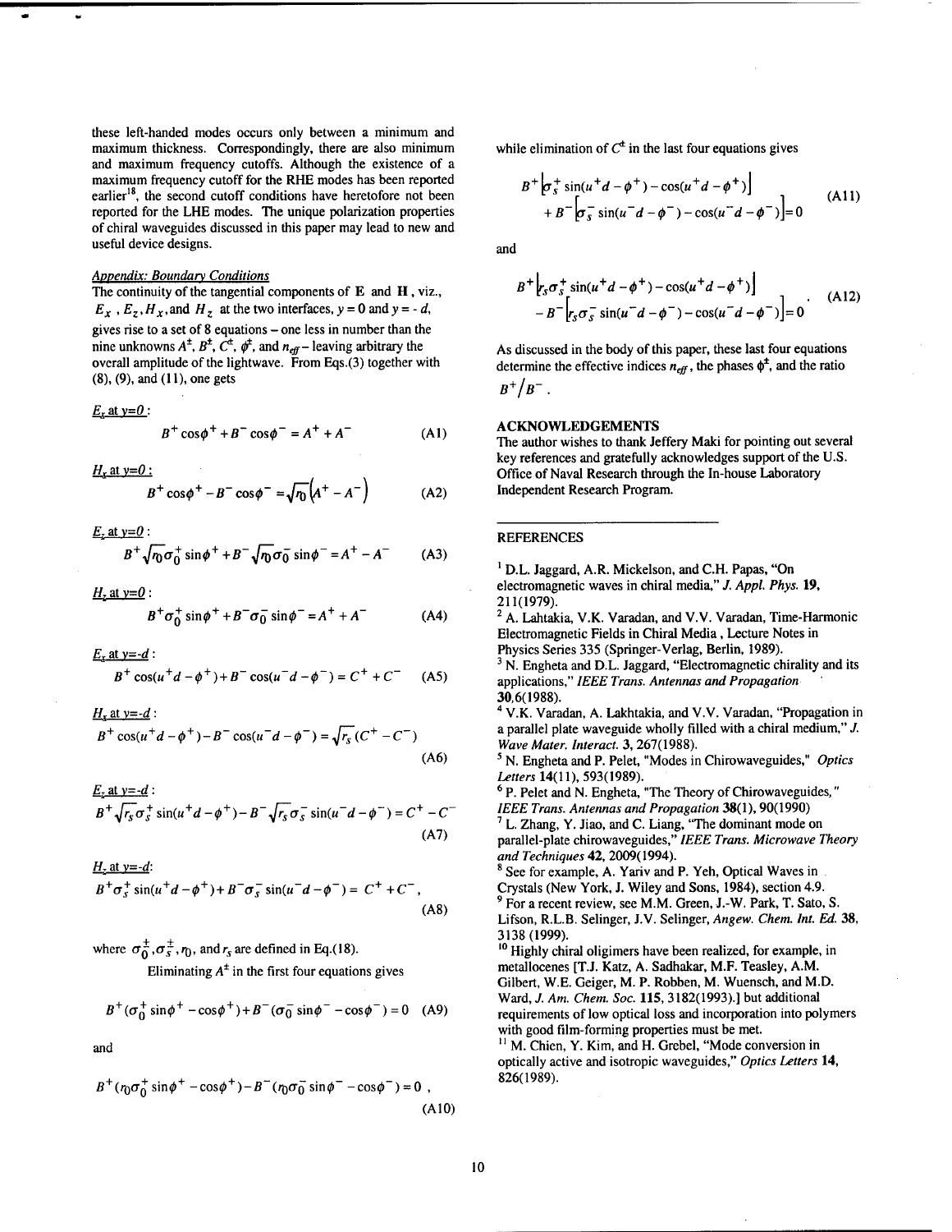these left-handed modes occurs only between a minimum and maximum thickness. Correspondingly, there are also minimum and maximum frequency cutoffs. Although the existence of a maximum frequency cutoff for the RHE modes has been reported earlier[18], the second cutoff conditions have heretofore not been reported for the LHE modes. The unique polarization properties of chiral waveguides discussed in this paper may lead to new and useful device designs.

*Appendix: Boundary Conditions*

The continuity of the tangential components of $\mathbf{E}$ and $\mathbf{H}$, viz., $E_x$, $E_z$, $H_x$, and $H_z$ at the two interfaces, $y = 0$ and $y = -d$, gives rise to a set of 8 equations – one less in number than the nine unknowns $A^{\pm}$, $B^{\pm}$, $C^{\pm}$, $\phi^{\pm}$, and $n_{eff}$ – leaving arbitrary the overall amplitude of the lightwave. From Eqs.(3) together with (8), (9), and (11), one gets

*$E_x$ at $y=0$:*

$$B^{+}\cos\phi^{+} + B^{-}\cos\phi^{-} = A^{+} + A^{-} \tag{A1}$$

*$H_x$ at $y=0$:*

$$B^{+}\cos\phi^{+} - B^{-}\cos\phi^{-} = \sqrt{r_0}\left(A^{+} - A^{-}\right) \tag{A2}$$

*$E_z$ at $y=0$:*

$$B^{+}\sqrt{r_0}\,\sigma_0^{+}\sin\phi^{+} + B^{-}\sqrt{r_0}\,\sigma_0^{-}\sin\phi^{-} = A^{+} - A^{-} \tag{A3}$$

*$H_z$ at $y=0$:*

$$B^{+}\sigma_0^{+}\sin\phi^{+} + B^{-}\sigma_0^{-}\sin\phi^{-} = A^{+} + A^{-} \tag{A4}$$

*$E_x$ at $y=-d$:*

$$B^{+}\cos(u^{+}d - \phi^{+}) + B^{-}\cos(u^{-}d - \phi^{-}) = C^{+} + C^{-} \tag{A5}$$

*$H_x$ at $y=-d$:*

$$B^{+}\cos(u^{+}d - \phi^{+}) - B^{-}\cos(u^{-}d - \phi^{-}) = \sqrt{r_s}\,(C^{+} - C^{-}) \tag{A6}$$

*$E_z$ at $y=-d$:*

$$B^{+}\sqrt{r_s}\,\sigma_s^{+}\sin(u^{+}d - \phi^{+}) - B^{-}\sqrt{r_s}\,\sigma_s^{-}\sin(u^{-}d - \phi^{-}) = C^{+} - C^{-} \tag{A7}$$

*$H_z$ at $y=-d$:*

$$B^{+}\sigma_s^{+}\sin(u^{+}d - \phi^{+}) + B^{-}\sigma_s^{-}\sin(u^{-}d - \phi^{-}) = C^{+} + C^{-}, \tag{A8}$$

where $\sigma_0^{\pm}, \sigma_s^{\pm}, r_0$, and $r_s$ are defined in Eq.(18).

Eliminating $A^{\pm}$ in the first four equations gives

$$B^{+}(\sigma_0^{+}\sin\phi^{+} - \cos\phi^{+}) + B^{-}(\sigma_0^{-}\sin\phi^{-} - \cos\phi^{-}) = 0 \tag{A9}$$

and

$$B^{+}(r_0\sigma_0^{+}\sin\phi^{+} - \cos\phi^{+}) - B^{-}(r_0\sigma_0^{-}\sin\phi^{-} - \cos\phi^{-}) = 0\,, \tag{A10}$$

while elimination of $C^{\pm}$ in the last four equations gives

$$B^{+}\left[\sigma_s^{+}\sin(u^{+}d - \phi^{+}) - \cos(u^{+}d - \phi^{+})\right] + B^{-}\left[\sigma_s^{-}\sin(u^{-}d - \phi^{-}) - \cos(u^{-}d - \phi^{-})\right] = 0 \tag{A11}$$

and

$$B^{+}\left[r_s\sigma_s^{+}\sin(u^{+}d - \phi^{+}) - \cos(u^{+}d - \phi^{+})\right] - B^{-}\left[r_s\sigma_s^{-}\sin(u^{-}d - \phi^{-}) - \cos(u^{-}d - \phi^{-})\right] = 0\,. \tag{A12}$$

As discussed in the body of this paper, these last four equations determine the effective indices $n_{eff}$, the phases $\phi^{\pm}$, and the ratio $B^{+}/B^{-}$.

## ACKNOWLEDGEMENTS

The author wishes to thank Jeffery Maki for pointing out several key references and gratefully acknowledges support of the U.S. Office of Naval Research through the In-house Laboratory Independent Research Program.

## REFERENCES

[1] D.L. Jaggard, A.R. Mickelson, and C.H. Papas, "On electromagnetic waves in chiral media," *J. Appl. Phys.* **19**, 211(1979).

[2] A. Lahtakia, V.K. Varadan, and V.V. Varadan, Time-Harmonic Electromagnetic Fields in Chiral Media, Lecture Notes in Physics Series 335 (Springer-Verlag, Berlin, 1989).

[3] N. Engheta and D.L. Jaggard, "Electromagnetic chirality and its applications," *IEEE Trans. Antennas and Propagation* **30**,6(1988).

[4] V.K. Varadan, A. Lakhtakia, and V.V. Varadan, "Propagation in a parallel plate waveguide wholly filled with a chiral medium," *J. Wave Mater. Interact.* **3**, 267(1988).

[5] N. Engheta and P. Pelet, "Modes in Chirowaveguides," *Optics Letters* **14**(11), 593(1989).

[6] P. Pelet and N. Engheta, "The Theory of Chirowaveguides," *IEEE Trans. Antennas and Propagation* **38**(1), 90(1990)

[7] L. Zhang, Y. Jiao, and C. Liang, "The dominant mode on parallel-plate chirowaveguides," *IEEE Trans. Microwave Theory and Techniques* **42**, 2009(1994).

[8] See for example, A. Yariv and P. Yeh, Optical Waves in Crystals (New York, J. Wiley and Sons, 1984), section 4.9.

[9] For a recent review, see M.M. Green, J.-W. Park, T. Sato, S. Lifson, R.L.B. Selinger, J.V. Selinger, *Angew. Chem. Int. Ed.* **38**, 3138 (1999).

[10] Highly chiral oligimers have been realized, for example, in metallocenes [T.J. Katz, A. Sadhakar, M.F. Teasley, A.M. Gilbert, W.E. Geiger, M. P. Robben, M. Wuensch, and M.D. Ward, *J. Am. Chem. Soc.* **115**, 3182(1993).] but additional requirements of low optical loss and incorporation into polymers with good film-forming properties must be met.

[11] M. Chien, Y. Kim, and H. Grebel, "Mode conversion in optically active and isotropic waveguides," *Optics Letters* **14**, 826(1989).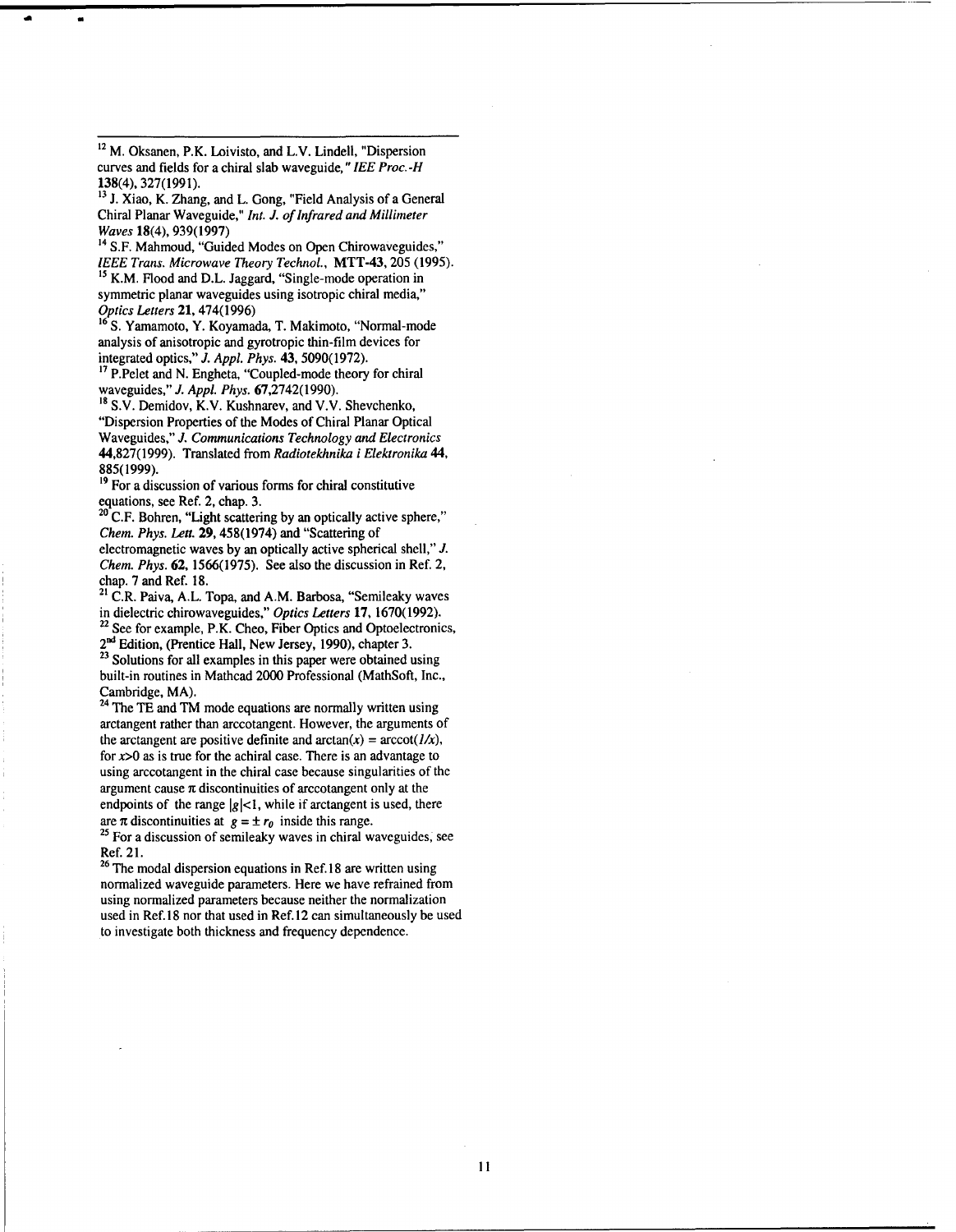[12] M. Oksanen, P.K. Loivisto, and L.V. Lindell, "Dispersion curves and fields for a chiral slab waveguide," *IEE Proc.-H* **138**(4), 327(1991).

[13] J. Xiao, K. Zhang, and L. Gong, "Field Analysis of a General Chiral Planar Waveguide," *Int. J. of Infrared and Millimeter Waves* **18**(4), 939(1997)

[14] S.F. Mahmoud, "Guided Modes on Open Chirowaveguides," *IEEE Trans. Microwave Theory Technol.*, **MTT-43**, 205 (1995).

[15] K.M. Flood and D.L. Jaggard, "Single-mode operation in symmetric planar waveguides using isotropic chiral media," *Optics Letters* **21**, 474(1996)

[16] S. Yamamoto, Y. Koyamada, T. Makimoto, "Normal-mode analysis of anisotropic and gyrotropic thin-film devices for integrated optics," *J. Appl. Phys.* **43**, 5090(1972).

[17] P.Pelet and N. Engheta, "Coupled-mode theory for chiral waveguides," *J. Appl. Phys.* **67**,2742(1990).

[18] S.V. Demidov, K.V. Kushnarev, and V.V. Shevchenko, "Dispersion Properties of the Modes of Chiral Planar Optical Waveguides," *J. Communications Technology and Electronics* **44**,827(1999). Translated from *Radiotekhnika i Elektronika* **44**, 885(1999).

[19] For a discussion of various forms for chiral constitutive equations, see Ref. 2, chap. 3.

[20] C.F. Bohren, "Light scattering by an optically active sphere," *Chem. Phys. Lett.* **29**, 458(1974) and "Scattering of electromagnetic waves by an optically active spherical shell," *J. Chem. Phys.* **62**, 1566(1975). See also the discussion in Ref. 2, chap. 7 and Ref. 18.

[21] C.R. Paiva, A.L. Topa, and A.M. Barbosa, "Semileaky waves in dielectric chirowaveguides," *Optics Letters* **17**, 1670(1992).

[22] See for example, P.K. Cheo, Fiber Optics and Optoelectronics, 2nd Edition, (Prentice Hall, New Jersey, 1990), chapter 3.

[23] Solutions for all examples in this paper were obtained using built-in routines in Mathcad 2000 Professional (MathSoft, Inc., Cambridge, MA).

[24] The TE and TM mode equations are normally written using arctangent rather than arccotangent. However, the arguments of the arctangent are positive definite and $\arctan(x) = \text{arccot}(1/x)$, for $x>0$ as is true for the achiral case. There is an advantage to using arccotangent in the chiral case because singularities of the argument cause $\pi$ discontinuities of arccotangent only at the endpoints of the range $|g|<1$, while if arctangent is used, there are $\pi$ discontinuities at $g = \pm r_0$ inside this range.

[25] For a discussion of semileaky waves in chiral waveguides, see Ref. 21.

[26] The modal dispersion equations in Ref.18 are written using normalized waveguide parameters. Here we have refrained from using normalized parameters because neither the normalization used in Ref.18 nor that used in Ref.12 can simultaneously be used to investigate both thickness and frequency dependence.